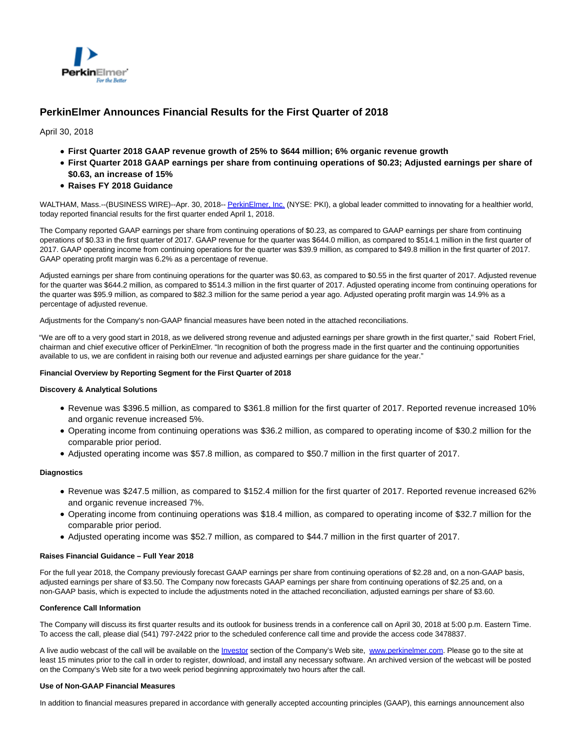# PerkinElmer Announces Financial Results for the First Quarter of 2018

April 30, 2018

- **First Quarter 2018 GAAP revenue growth of 25% to $644 million; 6% organic revenue growth**
- **First Quarter 2018 GAAP earnings per share from continuing operations of $0.23; Adjusted earnings per share of $0.63, an increase of 15%**
- **Raises FY 2018 Guidance**

WALTHAM, Mass.--(BUSINESS WIRE)--Apr. 30, 2018-- PerkinElmer, Inc. (NYSE: PKI), a global leader committed to innovating for a healthier world, today reported financial results for the first quarter ended April 1, 2018.

The Company reported GAAP earnings per share from continuing operations of $0.23, as compared to GAAP earnings per share from continuing operations of $0.33 in the first quarter of 2017. GAAP revenue for the quarter was $644.0 million, as compared to $514.1 million in the first quarter of 2017. GAAP operating income from continuing operations for the quarter was $39.9 million, as compared to $49.8 million in the first quarter of 2017. GAAP operating profit margin was 6.2% as a percentage of revenue.

Adjusted earnings per share from continuing operations for the quarter was $0.63, as compared to $0.55 in the first quarter of 2017. Adjusted revenue for the quarter was $644.2 million, as compared to $514.3 million in the first quarter of 2017. Adjusted operating income from continuing operations for the quarter was $95.9 million, as compared to $82.3 million for the same period a year ago. Adjusted operating profit margin was 14.9% as a percentage of adjusted revenue.

Adjustments for the Company's non-GAAP financial measures have been noted in the attached reconciliations.

"We are off to a very good start in 2018, as we delivered strong revenue and adjusted earnings per share growth in the first quarter," said Robert Friel, chairman and chief executive officer of PerkinElmer. "In recognition of both the progress made in the first quarter and the continuing opportunities available to us, we are confident in raising both our revenue and adjusted earnings per share guidance for the year."

**Financial Overview by Reporting Segment for the First Quarter of 2018**

**Discovery & Analytical Solutions**

- Revenue was $396.5 million, as compared to $361.8 million for the first quarter of 2017. Reported revenue increased 10% and organic revenue increased 5%.
- Operating income from continuing operations was $36.2 million, as compared to operating income of $30.2 million for the comparable prior period.
- Adjusted operating income was $57.8 million, as compared to $50.7 million in the first quarter of 2017.

**Diagnostics**

- Revenue was $247.5 million, as compared to $152.4 million for the first quarter of 2017. Reported revenue increased 62% and organic revenue increased 7%.
- Operating income from continuing operations was $18.4 million, as compared to operating income of $32.7 million for the comparable prior period.
- Adjusted operating income was $52.7 million, as compared to $44.7 million in the first quarter of 2017.

**Raises Financial Guidance – Full Year 2018**

For the full year 2018, the Company previously forecast GAAP earnings per share from continuing operations of $2.28 and, on a non-GAAP basis, adjusted earnings per share of $3.50. The Company now forecasts GAAP earnings per share from continuing operations of $2.25 and, on a non-GAAP basis, which is expected to include the adjustments noted in the attached reconciliation, adjusted earnings per share of $3.60.

**Conference Call Information**

The Company will discuss its first quarter results and its outlook for business trends in a conference call on April 30, 2018 at 5:00 p.m. Eastern Time. To access the call, please dial (541) 797-2422 prior to the scheduled conference call time and provide the access code 3478837.

A live audio webcast of the call will be available on the Investor section of the Company's Web site, www.perkinelmer.com. Please go to the site at least 15 minutes prior to the call in order to register, download, and install any necessary software. An archived version of the webcast will be posted on the Company's Web site for a two week period beginning approximately two hours after the call.

**Use of Non-GAAP Financial Measures**

In addition to financial measures prepared in accordance with generally accepted accounting principles (GAAP), this earnings announcement also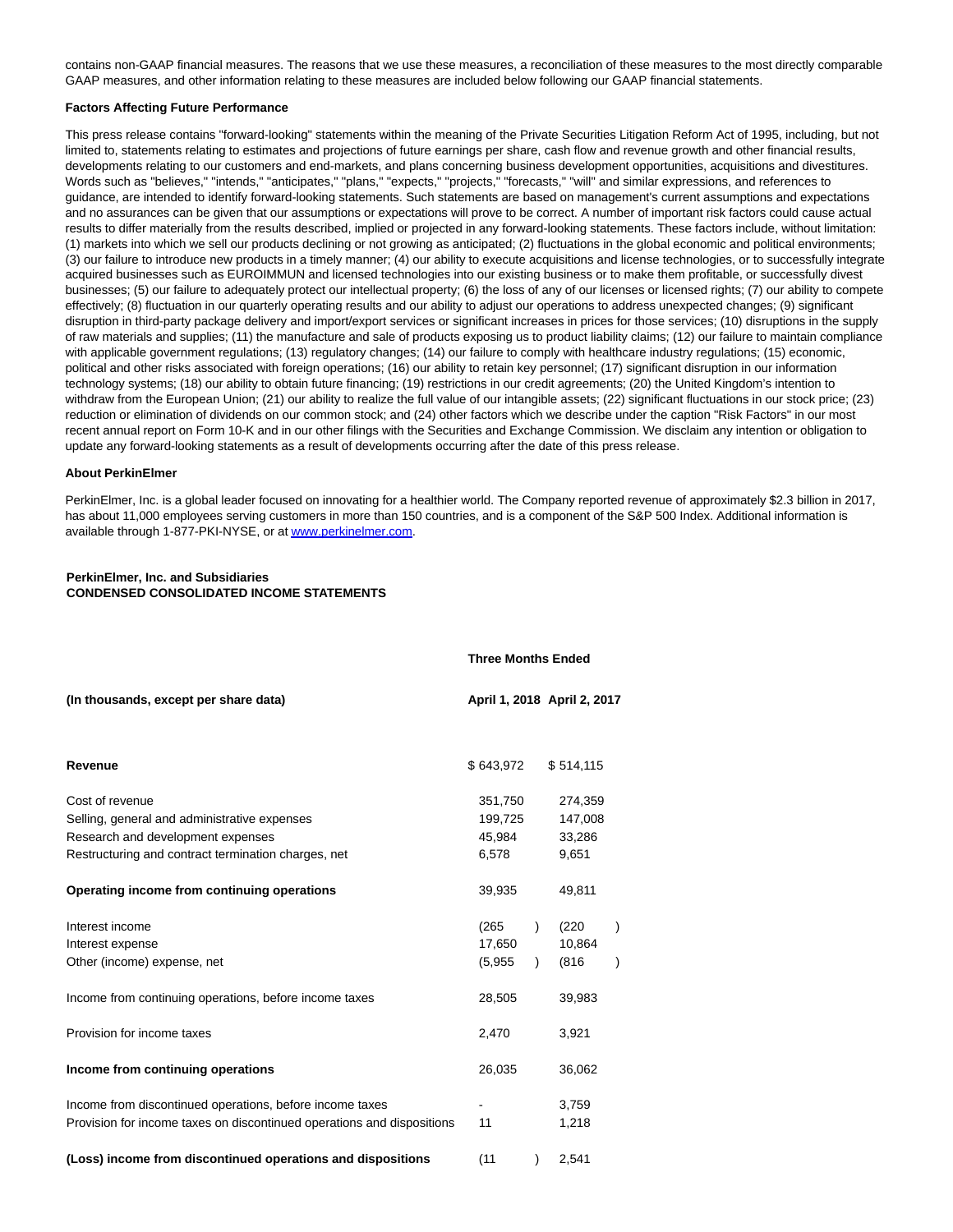contains non-GAAP financial measures. The reasons that we use these measures, a reconciliation of these measures to the most directly comparable GAAP measures, and other information relating to these measures are included below following our GAAP financial statements.

**Factors Affecting Future Performance**

This press release contains "forward-looking" statements within the meaning of the Private Securities Litigation Reform Act of 1995, including, but not limited to, statements relating to estimates and projections of future earnings per share, cash flow and revenue growth and other financial results, developments relating to our customers and end-markets, and plans concerning business development opportunities, acquisitions and divestitures. Words such as "believes," "intends," "anticipates," "plans," "expects," "projects," "forecasts," "will" and similar expressions, and references to guidance, are intended to identify forward-looking statements. Such statements are based on management's current assumptions and expectations and no assurances can be given that our assumptions or expectations will prove to be correct. A number of important risk factors could cause actual results to differ materially from the results described, implied or projected in any forward-looking statements. These factors include, without limitation: (1) markets into which we sell our products declining or not growing as anticipated; (2) fluctuations in the global economic and political environments; (3) our failure to introduce new products in a timely manner; (4) our ability to execute acquisitions and license technologies, or to successfully integrate acquired businesses such as EUROIMMUN and licensed technologies into our existing business or to make them profitable, or successfully divest businesses; (5) our failure to adequately protect our intellectual property; (6) the loss of any of our licenses or licensed rights; (7) our ability to compete effectively; (8) fluctuation in our quarterly operating results and our ability to adjust our operations to address unexpected changes; (9) significant disruption in third-party package delivery and import/export services or significant increases in prices for those services; (10) disruptions in the supply of raw materials and supplies; (11) the manufacture and sale of products exposing us to product liability claims; (12) our failure to maintain compliance with applicable government regulations; (13) regulatory changes; (14) our failure to comply with healthcare industry regulations; (15) economic, political and other risks associated with foreign operations; (16) our ability to retain key personnel; (17) significant disruption in our information technology systems; (18) our ability to obtain future financing; (19) restrictions in our credit agreements; (20) the United Kingdom's intention to withdraw from the European Union; (21) our ability to realize the full value of our intangible assets; (22) significant fluctuations in our stock price; (23) reduction or elimination of dividends on our common stock; and (24) other factors which we describe under the caption "Risk Factors" in our most recent annual report on Form 10-K and in our other filings with the Securities and Exchange Commission. We disclaim any intention or obligation to update any forward-looking statements as a result of developments occurring after the date of this press release.

**About PerkinElmer**

PerkinElmer, Inc. is a global leader focused on innovating for a healthier world. The Company reported revenue of approximately $2.3 billion in 2017, has about 11,000 employees serving customers in more than 150 countries, and is a component of the S&P 500 Index. Additional information is available through 1-877-PKI-NYSE, or at www.perkinelmer.com.

**PerkinElmer, Inc. and Subsidiaries**
**CONDENSED CONSOLIDATED INCOME STATEMENTS**

| | Three Months Ended | |
|---|---|---|
| **(In thousands, except per share data)** | **April 1, 2018** | **April 2, 2017** |
| **Revenue** | $ 643,972 | $ 514,115 |
| Cost of revenue | 351,750 | 274,359 |
| Selling, general and administrative expenses | 199,725 | 147,008 |
| Research and development expenses | 45,984 | 33,286 |
| Restructuring and contract termination charges, net | 6,578 | 9,651 |
| **Operating income from continuing operations** | 39,935 | 49,811 |
| Interest income | (265) | (220) |
| Interest expense | 17,650 | 10,864 |
| Other (income) expense, net | (5,955) | (816) |
| Income from continuing operations, before income taxes | 28,505 | 39,983 |
| Provision for income taxes | 2,470 | 3,921 |
| **Income from continuing operations** | 26,035 | 36,062 |
| Income from discontinued operations, before income taxes | - | 3,759 |
| Provision for income taxes on discontinued operations and dispositions | 11 | 1,218 |
| **(Loss) income from discontinued operations and dispositions** | (11) | 2,541 |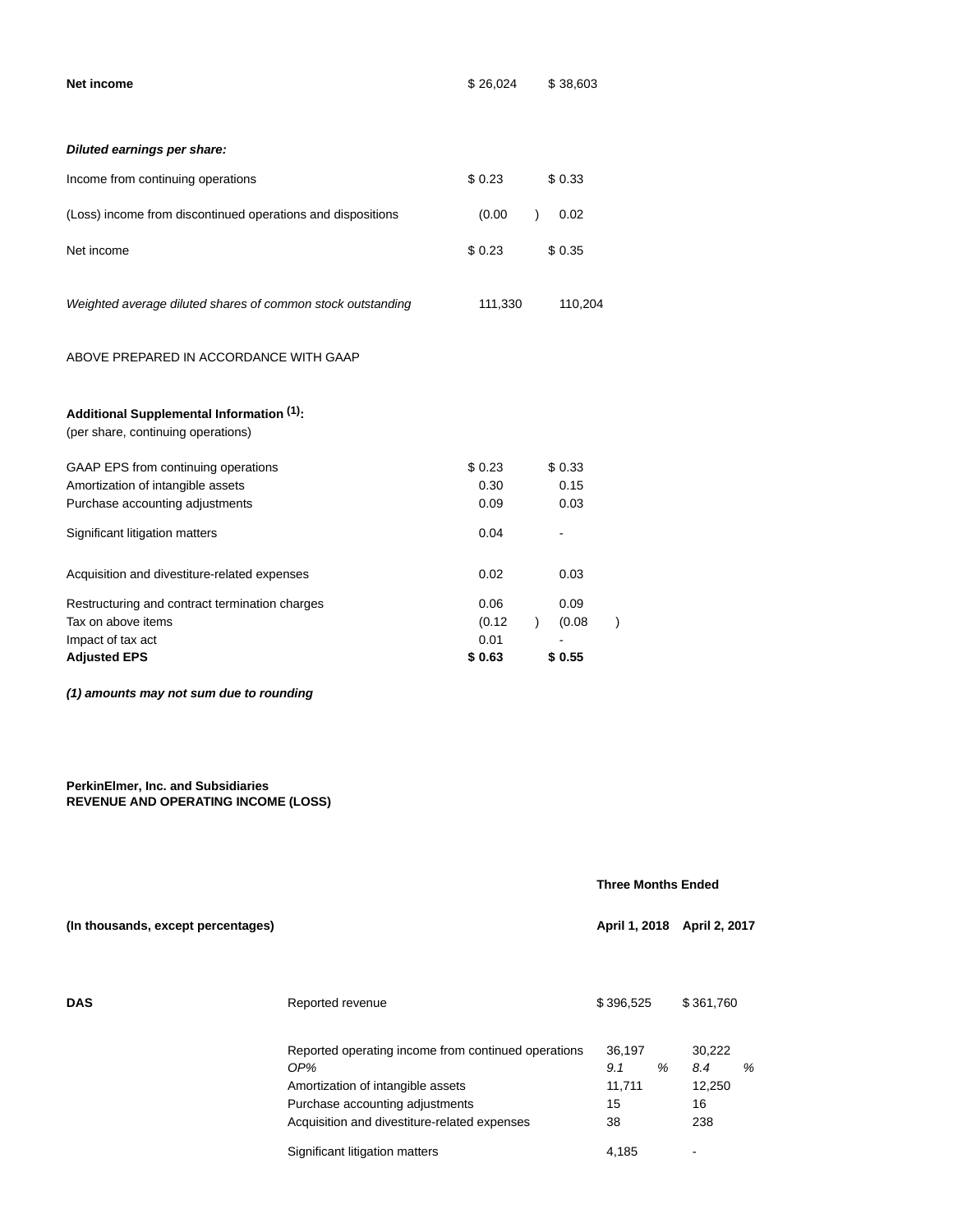| | | |
|---|---|---|
| **Net income** | $ 26,024 | $ 38,603 |
| | | |
| ***Diluted earnings per share:*** | | |
| Income from continuing operations | $ 0.23 | $ 0.33 |
| (Loss) income from discontinued operations and dispositions | (0.00) | 0.02 |
| Net income | $ 0.23 | $ 0.35 |
| | | |
| *Weighted average diluted shares of common stock outstanding* | 111,330 | 110,204 |

ABOVE PREPARED IN ACCORDANCE WITH GAAP

**Additional Supplemental Information [(1)]:**
(per share, continuing operations)

| | | |
|---|---|---|
| GAAP EPS from continuing operations | $ 0.23 | $ 0.33 |
| Amortization of intangible assets | 0.30 | 0.15 |
| Purchase accounting adjustments | 0.09 | 0.03 |
| Significant litigation matters | 0.04 | - |
| Acquisition and divestiture-related expenses | 0.02 | 0.03 |
| Restructuring and contract termination charges | 0.06 | 0.09 |
| Tax on above items | (0.12) | (0.08) |
| Impact of tax act | 0.01 | - |
| **Adjusted EPS** | **$ 0.63** | **$ 0.55** |

***(1) amounts may not sum due to rounding***

**PerkinElmer, Inc. and Subsidiaries**
**REVENUE AND OPERATING INCOME (LOSS)**

| | | **Three Months Ended** | |
|---|---|---|---|
| **(In thousands, except percentages)** | | **April 1, 2018** | **April 2, 2017** |
| **DAS** | Reported revenue | $ 396,525 | $ 361,760 |
| | Reported operating income from continued operations | 36,197 | 30,222 |
| | *OP%* | *9.1 %* | *8.4 %* |
| | Amortization of intangible assets | 11,711 | 12,250 |
| | Purchase accounting adjustments | 15 | 16 |
| | Acquisition and divestiture-related expenses | 38 | 238 |
| | Significant litigation matters | 4,185 | - |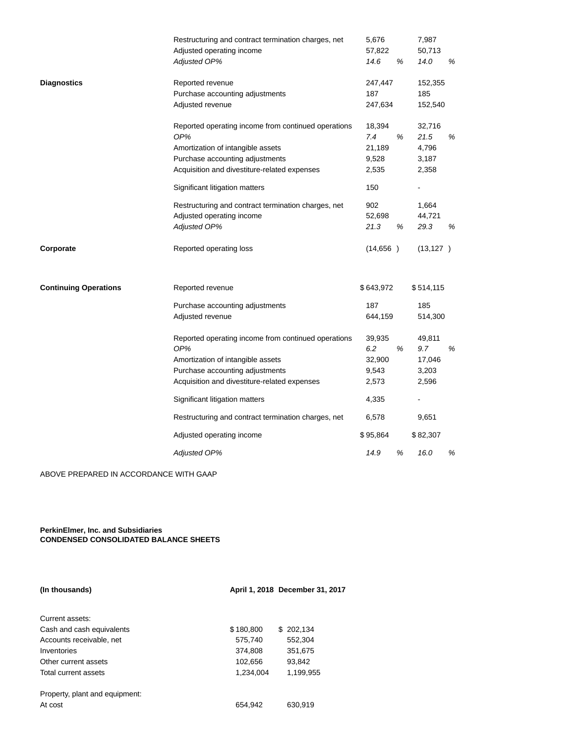| | | | |
|---|---|---|---|
| | Restructuring and contract termination charges, net | 5,676 | 7,987 |
| | Adjusted operating income | 57,822 | 50,713 |
| | *Adjusted OP%* | *14.6 %* | *14.0 %* |
| **Diagnostics** | Reported revenue | 247,447 | 152,355 |
| | Purchase accounting adjustments | 187 | 185 |
| | Adjusted revenue | 247,634 | 152,540 |
| | Reported operating income from continued operations | 18,394 | 32,716 |
| | *OP%* | *7.4 %* | *21.5 %* |
| | Amortization of intangible assets | 21,189 | 4,796 |
| | Purchase accounting adjustments | 9,528 | 3,187 |
| | Acquisition and divestiture-related expenses | 2,535 | 2,358 |
| | Significant litigation matters | 150 | - |
| | Restructuring and contract termination charges, net | 902 | 1,664 |
| | Adjusted operating income | 52,698 | 44,721 |
| | *Adjusted OP%* | *21.3 %* | *29.3 %* |
| **Corporate** | Reported operating loss | (14,656 ) | (13,127 ) |
| **Continuing Operations** | Reported revenue | $ 643,972 | $ 514,115 |
| | Purchase accounting adjustments | 187 | 185 |
| | Adjusted revenue | 644,159 | 514,300 |
| | Reported operating income from continued operations | 39,935 | 49,811 |
| | *OP%* | *6.2 %* | *9.7 %* |
| | Amortization of intangible assets | 32,900 | 17,046 |
| | Purchase accounting adjustments | 9,543 | 3,203 |
| | Acquisition and divestiture-related expenses | 2,573 | 2,596 |
| | Significant litigation matters | 4,335 | - |
| | Restructuring and contract termination charges, net | 6,578 | 9,651 |
| | Adjusted operating income | $ 95,864 | $ 82,307 |
| | *Adjusted OP%* | *14.9 %* | *16.0 %* |

ABOVE PREPARED IN ACCORDANCE WITH GAAP

**PerkinElmer, Inc. and Subsidiaries**
**CONDENSED CONSOLIDATED BALANCE SHEETS**

| **(In thousands)** | **April 1, 2018** | **December 31, 2017** |
|---|---|---|
| Current assets: | | |
| Cash and cash equivalents | $ 180,800 | $ 202,134 |
| Accounts receivable, net | 575,740 | 552,304 |
| Inventories | 374,808 | 351,675 |
| Other current assets | 102,656 | 93,842 |
| Total current assets | 1,234,004 | 1,199,955 |
| Property, plant and equipment: | | |
| At cost | 654,942 | 630,919 |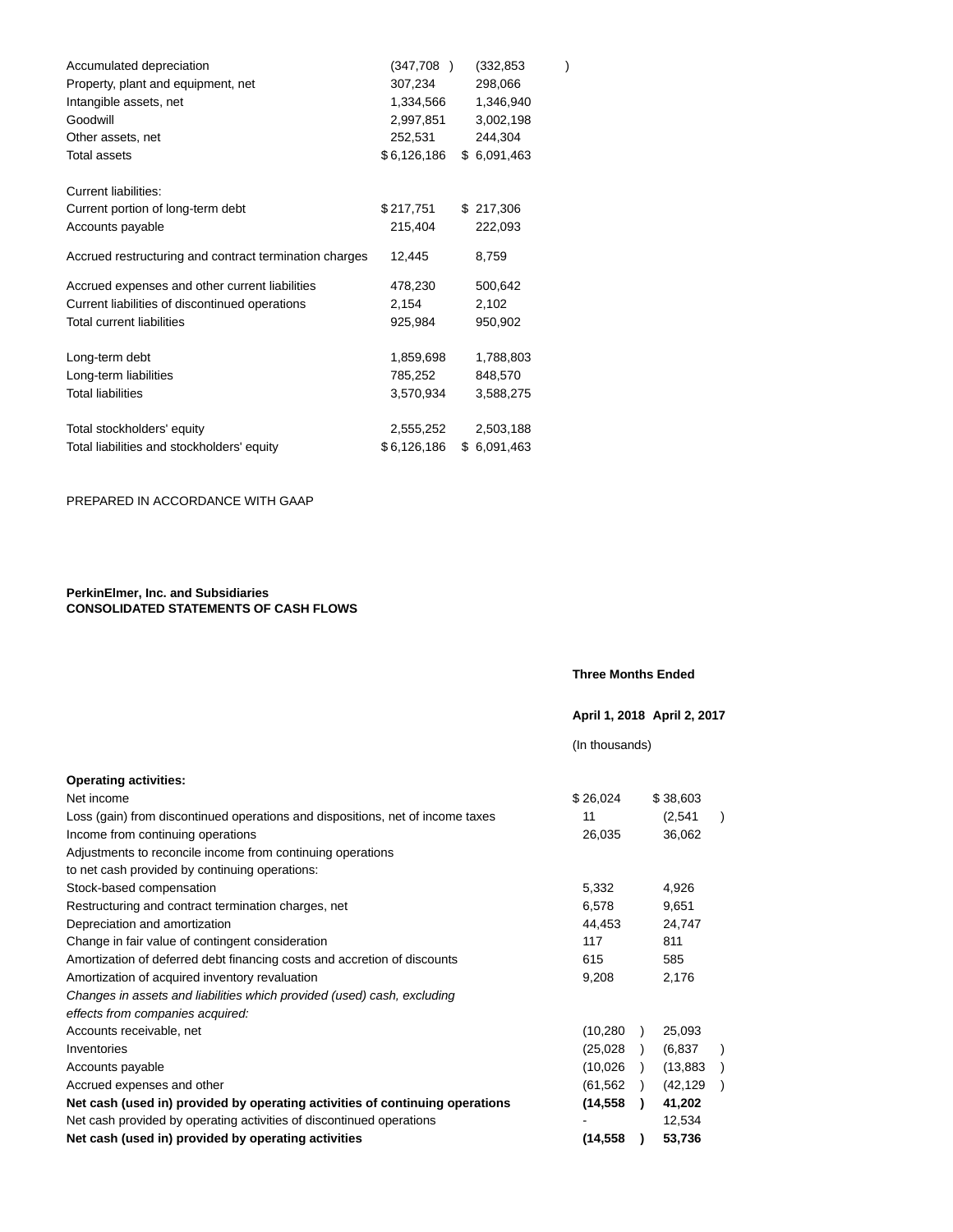| | | |
|---|---|---|
| Accumulated depreciation | (347,708 ) | (332,853 ) |
| Property, plant and equipment, net | 307,234 | 298,066 |
| Intangible assets, net | 1,334,566 | 1,346,940 |
| Goodwill | 2,997,851 | 3,002,198 |
| Other assets, net | 252,531 | 244,304 |
| Total assets | $ 6,126,186 | $ 6,091,463 |
| | | |
| Current liabilities: | | |
| Current portion of long-term debt | $ 217,751 | $ 217,306 |
| Accounts payable | 215,404 | 222,093 |
| Accrued restructuring and contract termination charges | 12,445 | 8,759 |
| Accrued expenses and other current liabilities | 478,230 | 500,642 |
| Current liabilities of discontinued operations | 2,154 | 2,102 |
| Total current liabilities | 925,984 | 950,902 |
| | | |
| Long-term debt | 1,859,698 | 1,788,803 |
| Long-term liabilities | 785,252 | 848,570 |
| Total liabilities | 3,570,934 | 3,588,275 |
| | | |
| Total stockholders' equity | 2,555,252 | 2,503,188 |
| Total liabilities and stockholders' equity | $ 6,126,186 | $ 6,091,463 |

PREPARED IN ACCORDANCE WITH GAAP

**PerkinElmer, Inc. and Subsidiaries**
**CONSOLIDATED STATEMENTS OF CASH FLOWS**

| | **Three Months Ended** | |
|---|---|---|
| | **April 1, 2018** | **April 2, 2017** |
| | (In thousands) | |
| **Operating activities:** | | |
| Net income | $ 26,024 | $ 38,603 |
| Loss (gain) from discontinued operations and dispositions, net of income taxes | 11 | (2,541 ) |
| Income from continuing operations | 26,035 | 36,062 |
| Adjustments to reconcile income from continuing operations | | |
| to net cash provided by continuing operations: | | |
| Stock-based compensation | 5,332 | 4,926 |
| Restructuring and contract termination charges, net | 6,578 | 9,651 |
| Depreciation and amortization | 44,453 | 24,747 |
| Change in fair value of contingent consideration | 117 | 811 |
| Amortization of deferred debt financing costs and accretion of discounts | 615 | 585 |
| Amortization of acquired inventory revaluation | 9,208 | 2,176 |
| *Changes in assets and liabilities which provided (used) cash, excluding* | | |
| *effects from companies acquired:* | | |
| Accounts receivable, net | (10,280 ) | 25,093 |
| Inventories | (25,028 ) | (6,837 ) |
| Accounts payable | (10,026 ) | (13,883 ) |
| Accrued expenses and other | (61,562 ) | (42,129 ) |
| **Net cash (used in) provided by operating activities of continuing operations** | **(14,558 )** | **41,202** |
| Net cash provided by operating activities of discontinued operations | - | 12,534 |
| **Net cash (used in) provided by operating activities** | **(14,558 )** | **53,736** |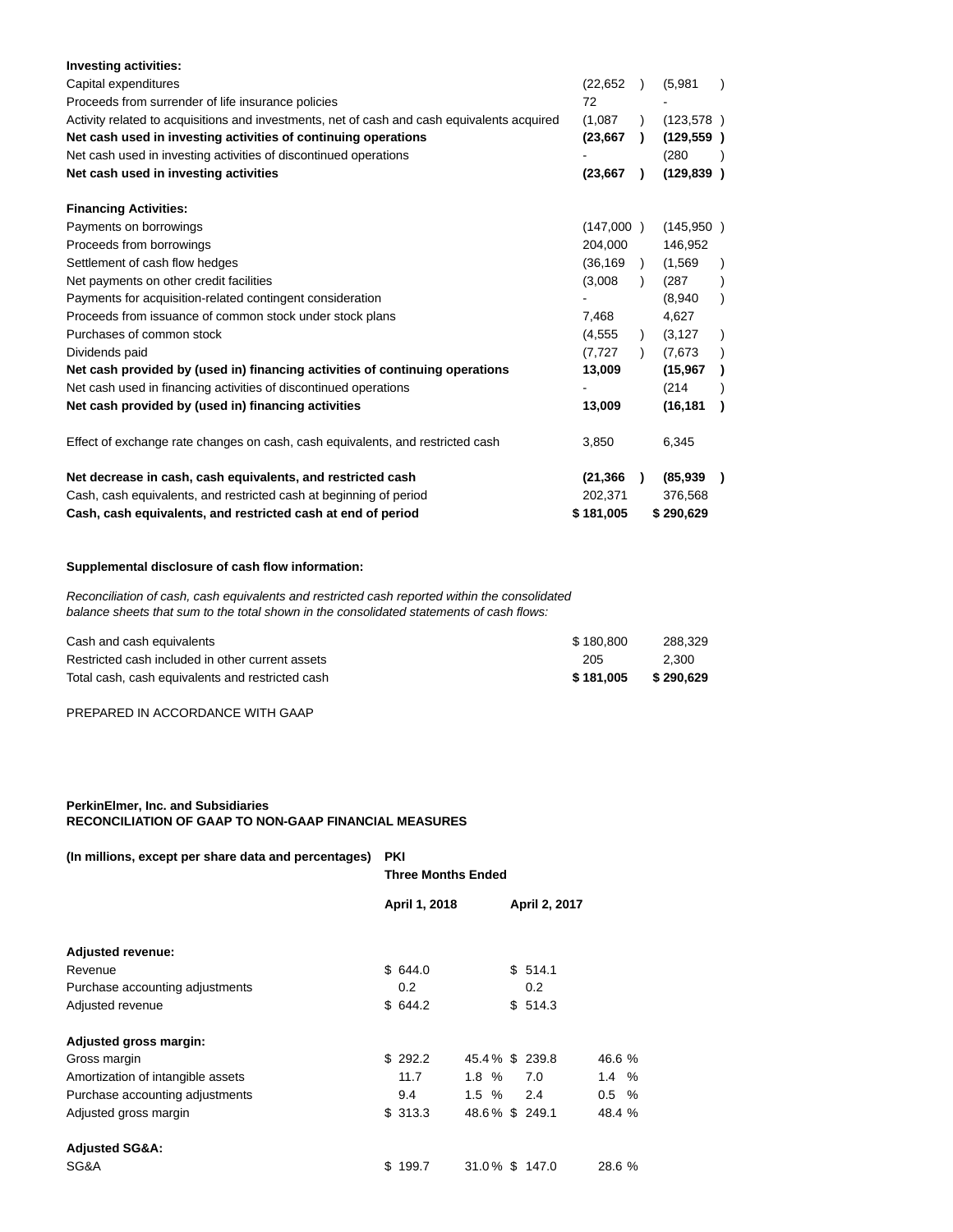| | | |
|---|---|---|
| **Investing activities:** | | |
| Capital expenditures | (22,652 ) | (5,981 ) |
| Proceeds from surrender of life insurance policies | 72 | - |
| Activity related to acquisitions and investments, net of cash and cash equivalents acquired | (1,087 ) | (123,578 ) |
| **Net cash used in investing activities of continuing operations** | **(23,667 )** | **(129,559 )** |
| Net cash used in investing activities of discontinued operations | - | (280 ) |
| **Net cash used in investing activities** | **(23,667 )** | **(129,839 )** |
| | | |
| **Financing Activities:** | | |
| Payments on borrowings | (147,000 ) | (145,950 ) |
| Proceeds from borrowings | 204,000 | 146,952 |
| Settlement of cash flow hedges | (36,169 ) | (1,569 ) |
| Net payments on other credit facilities | (3,008 ) | (287 ) |
| Payments for acquisition-related contingent consideration | - | (8,940 ) |
| Proceeds from issuance of common stock under stock plans | 7,468 | 4,627 |
| Purchases of common stock | (4,555 ) | (3,127 ) |
| Dividends paid | (7,727 ) | (7,673 ) |
| **Net cash provided by (used in) financing activities of continuing operations** | **13,009** | **(15,967 )** |
| Net cash used in financing activities of discontinued operations | - | (214 ) |
| **Net cash provided by (used in) financing activities** | **13,009** | **(16,181 )** |
| | | |
| Effect of exchange rate changes on cash, cash equivalents, and restricted cash | 3,850 | 6,345 |
| | | |
| **Net decrease in cash, cash equivalents, and restricted cash** | **(21,366 )** | **(85,939 )** |
| Cash, cash equivalents, and restricted cash at beginning of period | 202,371 | 376,568 |
| **Cash, cash equivalents, and restricted cash at end of period** | **$ 181,005** | **$ 290,629** |

**Supplemental disclosure of cash flow information:**

*Reconciliation of cash, cash equivalents and restricted cash reported within the consolidated balance sheets that sum to the total shown in the consolidated statements of cash flows:*

| | | |
|---|---|---|
| Cash and cash equivalents | $ 180,800 | 288,329 |
| Restricted cash included in other current assets | 205 | 2,300 |
| Total cash, cash equivalents and restricted cash | **$ 181,005** | **$ 290,629** |

PREPARED IN ACCORDANCE WITH GAAP

**PerkinElmer, Inc. and Subsidiaries**
**RECONCILIATION OF GAAP TO NON-GAAP FINANCIAL MEASURES**

| **(In millions, except per share data and percentages)** | **PKI** | | | |
|---|---|---|---|---|
| | **Three Months Ended** | | | |
| | **April 1, 2018** | | **April 2, 2017** | |
| **Adjusted revenue:** | | | | |
| Revenue | $ 644.0 | | $ 514.1 | |
| Purchase accounting adjustments | 0.2 | | 0.2 | |
| Adjusted revenue | $ 644.2 | | $ 514.3 | |
| **Adjusted gross margin:** | | | | |
| Gross margin | $ 292.2 | 45.4 % | $ 239.8 | 46.6 % |
| Amortization of intangible assets | 11.7 | 1.8 % | 7.0 | 1.4 % |
| Purchase accounting adjustments | 9.4 | 1.5 % | 2.4 | 0.5 % |
| Adjusted gross margin | $ 313.3 | 48.6 % | $ 249.1 | 48.4 % |
| **Adjusted SG&A:** | | | | |
| SG&A | $ 199.7 | 31.0 % | $ 147.0 | 28.6 % |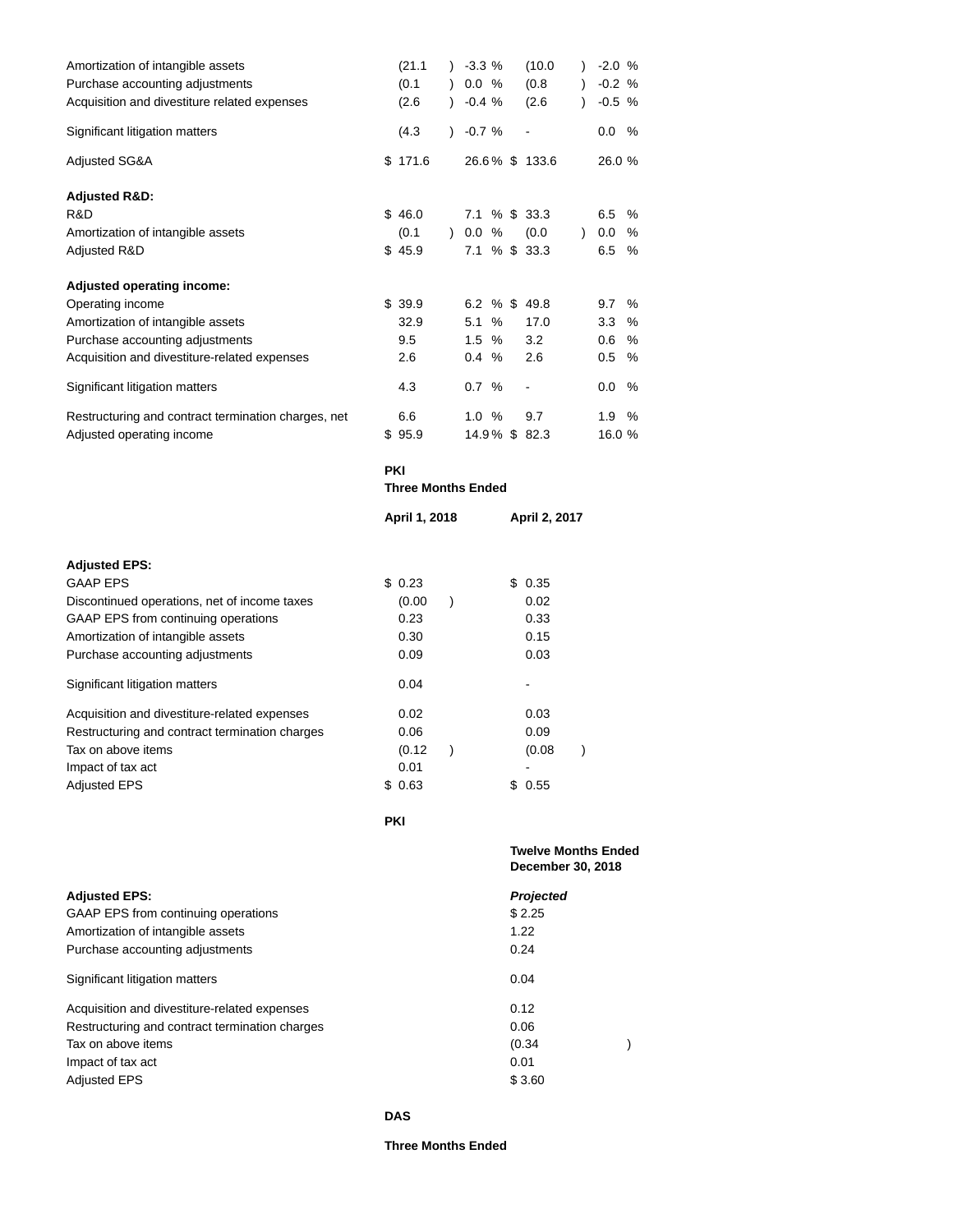| | | | | |
|---|---|---|---|---|
| Amortization of intangible assets | (21.1) | -3.3 % | (10.0) | -2.0 % |
| Purchase accounting adjustments | (0.1) | 0.0 % | (0.8) | -0.2 % |
| Acquisition and divestiture related expenses | (2.6) | -0.4 % | (2.6) | -0.5 % |
| Significant litigation matters | (4.3) | -0.7 % | - | 0.0 % |
| Adjusted SG&A | $ 171.6 | 26.6 % | $ 133.6 | 26.0 % |
| **Adjusted R&D:** | | | | |
| R&D | $ 46.0 | 7.1 % | $ 33.3 | 6.5 % |
| Amortization of intangible assets | (0.1) | 0.0 % | (0.0) | 0.0 % |
| Adjusted R&D | $ 45.9 | 7.1 % | $ 33.3 | 6.5 % |
| **Adjusted operating income:** | | | | |
| Operating income | $ 39.9 | 6.2 % | $ 49.8 | 9.7 % |
| Amortization of intangible assets | 32.9 | 5.1 % | 17.0 | 3.3 % |
| Purchase accounting adjustments | 9.5 | 1.5 % | 3.2 | 0.6 % |
| Acquisition and divestiture-related expenses | 2.6 | 0.4 % | 2.6 | 0.5 % |
| Significant litigation matters | 4.3 | 0.7 % | - | 0.0 % |
| Restructuring and contract termination charges, net | 6.6 | 1.0 % | 9.7 | 1.9 % |
| Adjusted operating income | $ 95.9 | 14.9 % | $ 82.3 | 16.0 % |

| | PKI Three Months Ended | |
|---|---|---|
| | **April 1, 2018** | **April 2, 2017** |
| **Adjusted EPS:** | | |
| GAAP EPS | $ 0.23 | $ 0.35 |
| Discontinued operations, net of income taxes | (0.00) | 0.02 |
| GAAP EPS from continuing operations | 0.23 | 0.33 |
| Amortization of intangible assets | 0.30 | 0.15 |
| Purchase accounting adjustments | 0.09 | 0.03 |
| Significant litigation matters | 0.04 | - |
| Acquisition and divestiture-related expenses | 0.02 | 0.03 |
| Restructuring and contract termination charges | 0.06 | 0.09 |
| Tax on above items | (0.12) | (0.08) |
| Impact of tax act | 0.01 | - |
| Adjusted EPS | $ 0.63 | $ 0.55 |

| | PKI Twelve Months Ended December 30, 2018 |
|---|---|
| **Adjusted EPS:** | ***Projected*** |
| GAAP EPS from continuing operations | $ 2.25 |
| Amortization of intangible assets | 1.22 |
| Purchase accounting adjustments | 0.24 |
| Significant litigation matters | 0.04 |
| Acquisition and divestiture-related expenses | 0.12 |
| Restructuring and contract termination charges | 0.06 |
| Tax on above items | (0.34) |
| Impact of tax act | 0.01 |
| Adjusted EPS | $ 3.60 |

**DAS**

**Three Months Ended**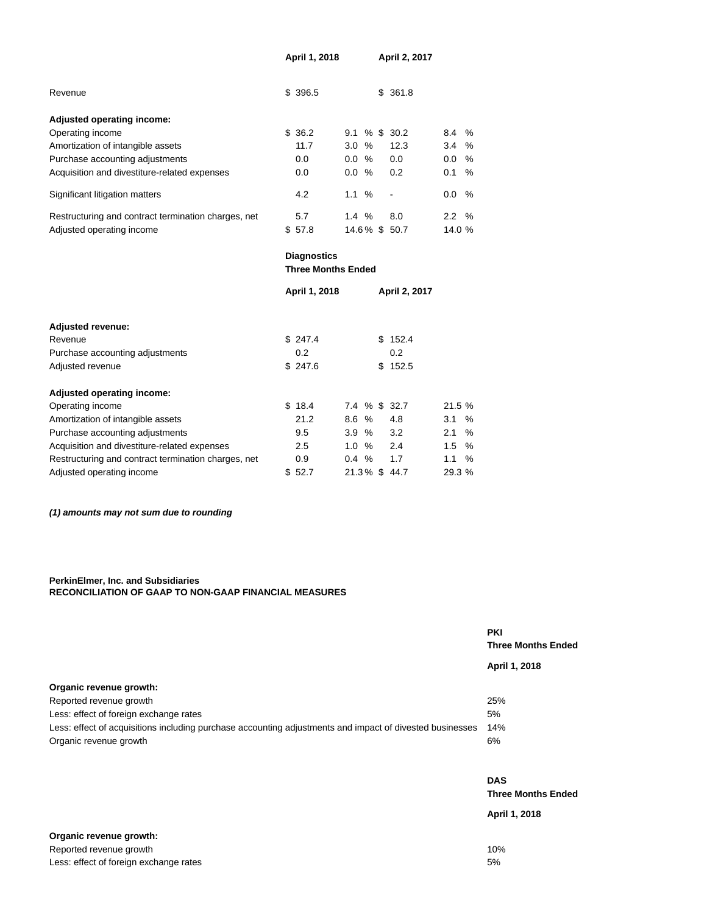| | April 1, 2018 | | April 2, 2017 | |
|---|---|---|---|---|
| Revenue | $ 396.5 | | $ 361.8 | |
| **Adjusted operating income:** | | | | |
| Operating income | $ 36.2 | 9.1 % | $ 30.2 | 8.4 % |
| Amortization of intangible assets | 11.7 | 3.0 % | 12.3 | 3.4 % |
| Purchase accounting adjustments | 0.0 | 0.0 % | 0.0 | 0.0 % |
| Acquisition and divestiture-related expenses | 0.0 | 0.0 % | 0.2 | 0.1 % |
| Significant litigation matters | 4.2 | 1.1 % | - | 0.0 % |
| Restructuring and contract termination charges, net | 5.7 | 1.4 % | 8.0 | 2.2 % |
| Adjusted operating income | $ 57.8 | 14.6 % | $ 50.7 | 14.0 % |

| | Diagnostics Three Months Ended | | | |
|---|---|---|---|---|
| | April 1, 2018 | | April 2, 2017 | |
| **Adjusted revenue:** | | | | |
| Revenue | $ 247.4 | | $ 152.4 | |
| Purchase accounting adjustments | 0.2 | | 0.2 | |
| Adjusted revenue | $ 247.6 | | $ 152.5 | |
| **Adjusted operating income:** | | | | |
| Operating income | $ 18.4 | 7.4 % | $ 32.7 | 21.5 % |
| Amortization of intangible assets | 21.2 | 8.6 % | 4.8 | 3.1 % |
| Purchase accounting adjustments | 9.5 | 3.9 % | 3.2 | 2.1 % |
| Acquisition and divestiture-related expenses | 2.5 | 1.0 % | 2.4 | 1.5 % |
| Restructuring and contract termination charges, net | 0.9 | 0.4 % | 1.7 | 1.1 % |
| Adjusted operating income | $ 52.7 | 21.3 % | $ 44.7 | 29.3 % |

***(1) amounts may not sum due to rounding***

**PerkinElmer, Inc. and Subsidiaries**
**RECONCILIATION OF GAAP TO NON-GAAP FINANCIAL MEASURES**

| | PKI Three Months Ended |
|---|---|
| | April 1, 2018 |
| **Organic revenue growth:** | |
| Reported revenue growth | 25% |
| Less: effect of foreign exchange rates | 5% |
| Less: effect of acquisitions including purchase accounting adjustments and impact of divested businesses | 14% |
| Organic revenue growth | 6% |

| | DAS Three Months Ended |
|---|---|
| | April 1, 2018 |
| **Organic revenue growth:** | |
| Reported revenue growth | 10% |
| Less: effect of foreign exchange rates | 5% |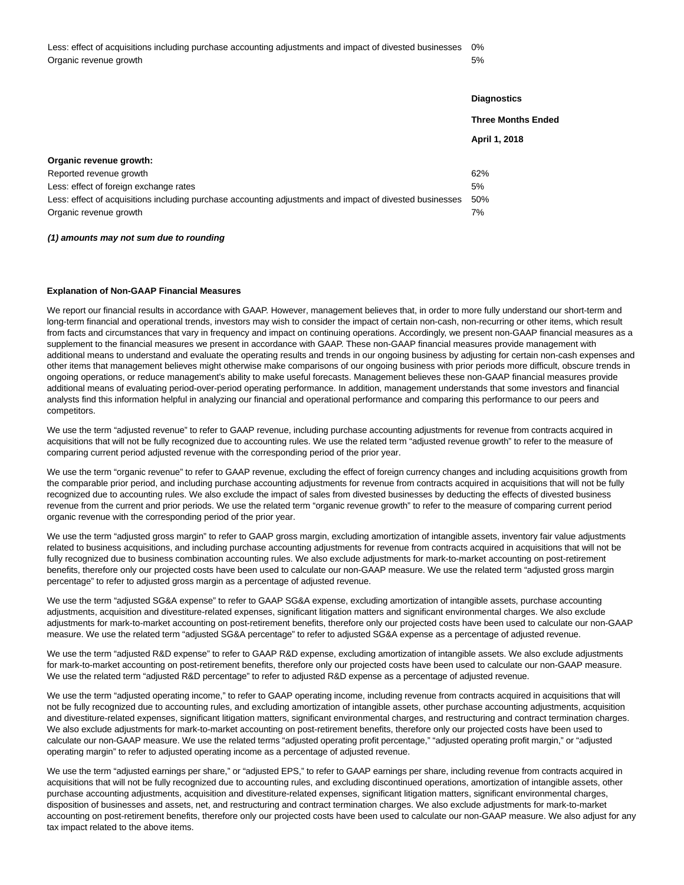| | |
|---|---|
| Less: effect of acquisitions including purchase accounting adjustments and impact of divested businesses | 0% |
| Organic revenue growth | 5% |

| | Diagnostics |
|---|---|
| | Three Months Ended |
| | April 1, 2018 |
| **Organic revenue growth:** | |
| Reported revenue growth | 62% |
| Less: effect of foreign exchange rates | 5% |
| Less: effect of acquisitions including purchase accounting adjustments and impact of divested businesses | 50% |
| Organic revenue growth | 7% |

***(1) amounts may not sum due to rounding***

**Explanation of Non-GAAP Financial Measures**

We report our financial results in accordance with GAAP. However, management believes that, in order to more fully understand our short-term and long-term financial and operational trends, investors may wish to consider the impact of certain non-cash, non-recurring or other items, which result from facts and circumstances that vary in frequency and impact on continuing operations. Accordingly, we present non-GAAP financial measures as a supplement to the financial measures we present in accordance with GAAP. These non-GAAP financial measures provide management with additional means to understand and evaluate the operating results and trends in our ongoing business by adjusting for certain non-cash expenses and other items that management believes might otherwise make comparisons of our ongoing business with prior periods more difficult, obscure trends in ongoing operations, or reduce management's ability to make useful forecasts. Management believes these non-GAAP financial measures provide additional means of evaluating period-over-period operating performance. In addition, management understands that some investors and financial analysts find this information helpful in analyzing our financial and operational performance and comparing this performance to our peers and competitors.

We use the term "adjusted revenue" to refer to GAAP revenue, including purchase accounting adjustments for revenue from contracts acquired in acquisitions that will not be fully recognized due to accounting rules. We use the related term "adjusted revenue growth" to refer to the measure of comparing current period adjusted revenue with the corresponding period of the prior year.

We use the term "organic revenue" to refer to GAAP revenue, excluding the effect of foreign currency changes and including acquisitions growth from the comparable prior period, and including purchase accounting adjustments for revenue from contracts acquired in acquisitions that will not be fully recognized due to accounting rules. We also exclude the impact of sales from divested businesses by deducting the effects of divested business revenue from the current and prior periods. We use the related term "organic revenue growth" to refer to the measure of comparing current period organic revenue with the corresponding period of the prior year.

We use the term "adjusted gross margin" to refer to GAAP gross margin, excluding amortization of intangible assets, inventory fair value adjustments related to business acquisitions, and including purchase accounting adjustments for revenue from contracts acquired in acquisitions that will not be fully recognized due to business combination accounting rules. We also exclude adjustments for mark-to-market accounting on post-retirement benefits, therefore only our projected costs have been used to calculate our non-GAAP measure. We use the related term "adjusted gross margin percentage" to refer to adjusted gross margin as a percentage of adjusted revenue.

We use the term "adjusted SG&A expense" to refer to GAAP SG&A expense, excluding amortization of intangible assets, purchase accounting adjustments, acquisition and divestiture-related expenses, significant litigation matters and significant environmental charges. We also exclude adjustments for mark-to-market accounting on post-retirement benefits, therefore only our projected costs have been used to calculate our non-GAAP measure. We use the related term "adjusted SG&A percentage" to refer to adjusted SG&A expense as a percentage of adjusted revenue.

We use the term "adjusted R&D expense" to refer to GAAP R&D expense, excluding amortization of intangible assets. We also exclude adjustments for mark-to-market accounting on post-retirement benefits, therefore only our projected costs have been used to calculate our non-GAAP measure. We use the related term "adjusted R&D percentage" to refer to adjusted R&D expense as a percentage of adjusted revenue.

We use the term "adjusted operating income," to refer to GAAP operating income, including revenue from contracts acquired in acquisitions that will not be fully recognized due to accounting rules, and excluding amortization of intangible assets, other purchase accounting adjustments, acquisition and divestiture-related expenses, significant litigation matters, significant environmental charges, and restructuring and contract termination charges. We also exclude adjustments for mark-to-market accounting on post-retirement benefits, therefore only our projected costs have been used to calculate our non-GAAP measure. We use the related terms "adjusted operating profit percentage," "adjusted operating profit margin," or "adjusted operating margin" to refer to adjusted operating income as a percentage of adjusted revenue.

We use the term "adjusted earnings per share," or "adjusted EPS," to refer to GAAP earnings per share, including revenue from contracts acquired in acquisitions that will not be fully recognized due to accounting rules, and excluding discontinued operations, amortization of intangible assets, other purchase accounting adjustments, acquisition and divestiture-related expenses, significant litigation matters, significant environmental charges, disposition of businesses and assets, net, and restructuring and contract termination charges. We also exclude adjustments for mark-to-market accounting on post-retirement benefits, therefore only our projected costs have been used to calculate our non-GAAP measure. We also adjust for any tax impact related to the above items.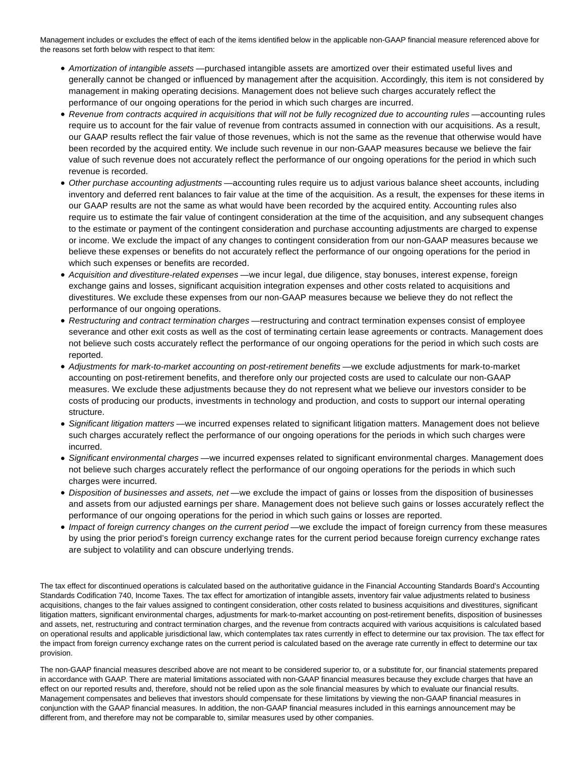Management includes or excludes the effect of each of the items identified below in the applicable non-GAAP financial measure referenced above for the reasons set forth below with respect to that item:

- *Amortization of intangible assets* —purchased intangible assets are amortized over their estimated useful lives and generally cannot be changed or influenced by management after the acquisition. Accordingly, this item is not considered by management in making operating decisions. Management does not believe such charges accurately reflect the performance of our ongoing operations for the period in which such charges are incurred.
- *Revenue from contracts acquired in acquisitions that will not be fully recognized due to accounting rules* —accounting rules require us to account for the fair value of revenue from contracts assumed in connection with our acquisitions. As a result, our GAAP results reflect the fair value of those revenues, which is not the same as the revenue that otherwise would have been recorded by the acquired entity. We include such revenue in our non-GAAP measures because we believe the fair value of such revenue does not accurately reflect the performance of our ongoing operations for the period in which such revenue is recorded.
- *Other purchase accounting adjustments* —accounting rules require us to adjust various balance sheet accounts, including inventory and deferred rent balances to fair value at the time of the acquisition. As a result, the expenses for these items in our GAAP results are not the same as what would have been recorded by the acquired entity. Accounting rules also require us to estimate the fair value of contingent consideration at the time of the acquisition, and any subsequent changes to the estimate or payment of the contingent consideration and purchase accounting adjustments are charged to expense or income. We exclude the impact of any changes to contingent consideration from our non-GAAP measures because we believe these expenses or benefits do not accurately reflect the performance of our ongoing operations for the period in which such expenses or benefits are recorded.
- *Acquisition and divestiture-related expenses* —we incur legal, due diligence, stay bonuses, interest expense, foreign exchange gains and losses, significant acquisition integration expenses and other costs related to acquisitions and divestitures. We exclude these expenses from our non-GAAP measures because we believe they do not reflect the performance of our ongoing operations.
- *Restructuring and contract termination charges* —restructuring and contract termination expenses consist of employee severance and other exit costs as well as the cost of terminating certain lease agreements or contracts. Management does not believe such costs accurately reflect the performance of our ongoing operations for the period in which such costs are reported.
- *Adjustments for mark-to-market accounting on post-retirement benefits* —we exclude adjustments for mark-to-market accounting on post-retirement benefits, and therefore only our projected costs are used to calculate our non-GAAP measures. We exclude these adjustments because they do not represent what we believe our investors consider to be costs of producing our products, investments in technology and production, and costs to support our internal operating structure.
- *Significant litigation matters* —we incurred expenses related to significant litigation matters. Management does not believe such charges accurately reflect the performance of our ongoing operations for the periods in which such charges were incurred.
- *Significant environmental charges* —we incurred expenses related to significant environmental charges. Management does not believe such charges accurately reflect the performance of our ongoing operations for the periods in which such charges were incurred.
- *Disposition of businesses and assets, net* —we exclude the impact of gains or losses from the disposition of businesses and assets from our adjusted earnings per share. Management does not believe such gains or losses accurately reflect the performance of our ongoing operations for the period in which such gains or losses are reported.
- *Impact of foreign currency changes on the current period* —we exclude the impact of foreign currency from these measures by using the prior period's foreign currency exchange rates for the current period because foreign currency exchange rates are subject to volatility and can obscure underlying trends.

The tax effect for discontinued operations is calculated based on the authoritative guidance in the Financial Accounting Standards Board's Accounting Standards Codification 740, Income Taxes. The tax effect for amortization of intangible assets, inventory fair value adjustments related to business acquisitions, changes to the fair values assigned to contingent consideration, other costs related to business acquisitions and divestitures, significant litigation matters, significant environmental charges, adjustments for mark-to-market accounting on post-retirement benefits, disposition of businesses and assets, net, restructuring and contract termination charges, and the revenue from contracts acquired with various acquisitions is calculated based on operational results and applicable jurisdictional law, which contemplates tax rates currently in effect to determine our tax provision. The tax effect for the impact from foreign currency exchange rates on the current period is calculated based on the average rate currently in effect to determine our tax provision.

The non-GAAP financial measures described above are not meant to be considered superior to, or a substitute for, our financial statements prepared in accordance with GAAP. There are material limitations associated with non-GAAP financial measures because they exclude charges that have an effect on our reported results and, therefore, should not be relied upon as the sole financial measures by which to evaluate our financial results. Management compensates and believes that investors should compensate for these limitations by viewing the non-GAAP financial measures in conjunction with the GAAP financial measures. In addition, the non-GAAP financial measures included in this earnings announcement may be different from, and therefore may not be comparable to, similar measures used by other companies.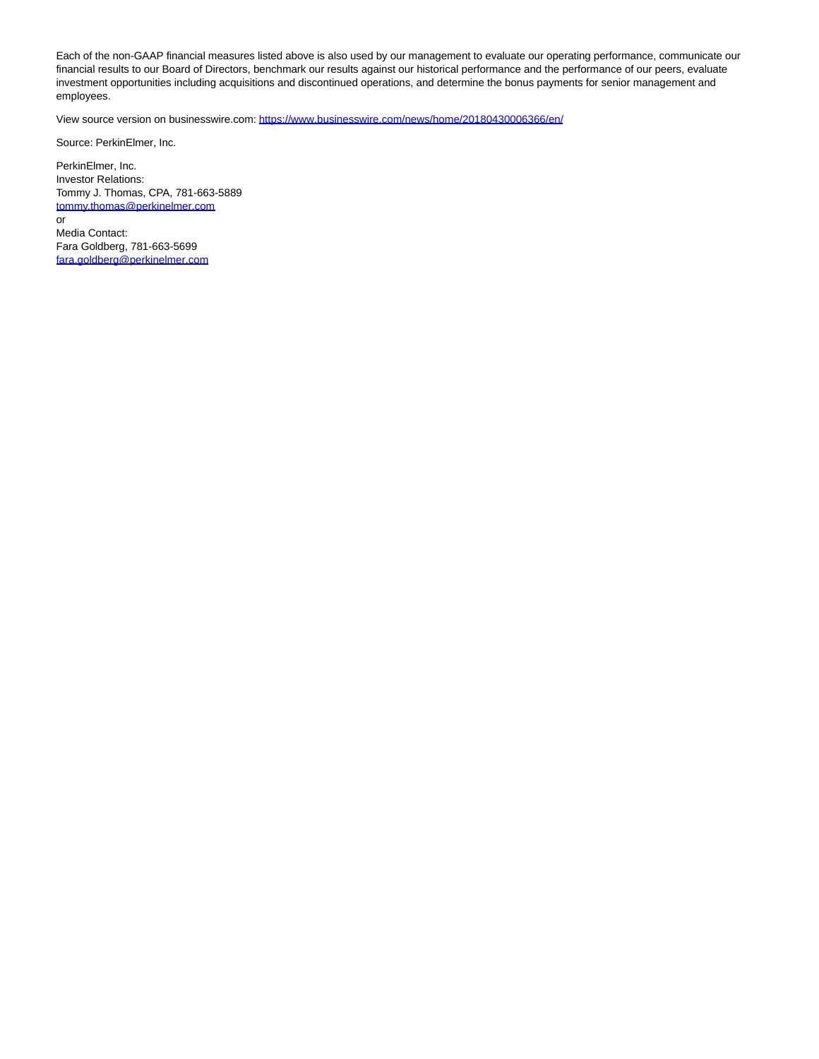Each of the non-GAAP financial measures listed above is also used by our management to evaluate our operating performance, communicate our financial results to our Board of Directors, benchmark our results against our historical performance and the performance of our peers, evaluate investment opportunities including acquisitions and discontinued operations, and determine the bonus payments for senior management and employees.

View source version on businesswire.com: https://www.businesswire.com/news/home/20180430006366/en/

Source: PerkinElmer, Inc.

PerkinElmer, Inc.
Investor Relations:
Tommy J. Thomas, CPA, 781-663-5889
tommy.thomas@perkinelmer.com
or
Media Contact:
Fara Goldberg, 781-663-5699
fara.goldberg@perkinelmer.com